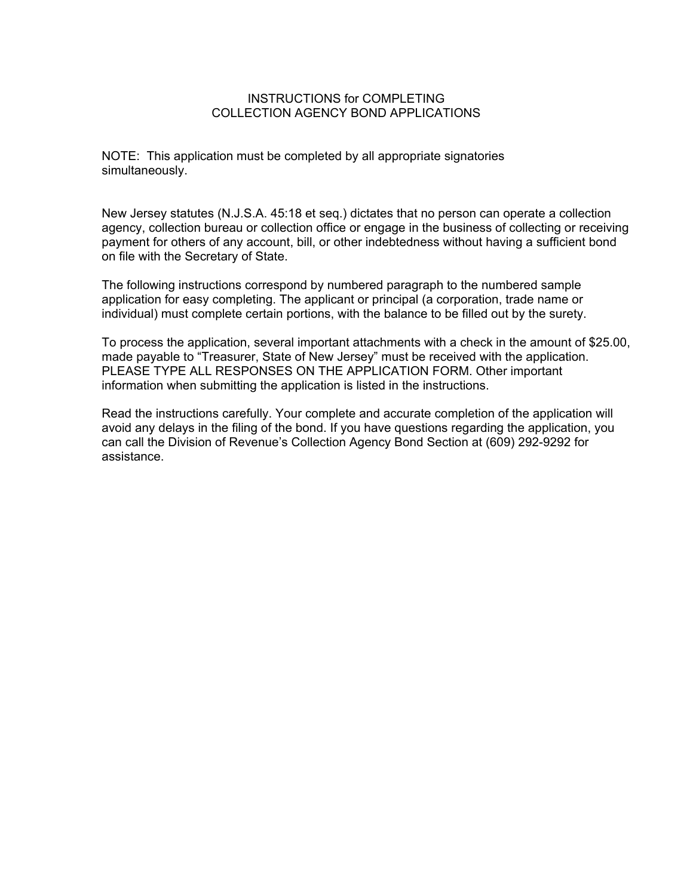# INSTRUCTIONS for COMPLETING COLLECTION AGENCY BOND APPLICATIONS

NOTE: This application must be completed by all appropriate signatories simultaneously.

New Jersey statutes (N.J.S.A. 45:18 et seq.) dictates that no person can operate a collection agency, collection bureau or collection office or engage in the business of collecting or receiving payment for others of any account, bill, or other indebtedness without having a sufficient bond on file with the Secretary of State.

The following instructions correspond by numbered paragraph to the numbered sample application for easy completing. The applicant or principal (a corporation, trade name or individual) must complete certain portions, with the balance to be filled out by the surety.

To process the application, several important attachments with a check in the amount of $25.00, made payable to "Treasurer, State of New Jersey" must be received with the application. PLEASE TYPE ALL RESPONSES ON THE APPLICATION FORM. Other important information when submitting the application is listed in the instructions.

Read the instructions carefully. Your complete and accurate completion of the application will avoid any delays in the filing of the bond. If you have questions regarding the application, you can call the Division of Revenue's Collection Agency Bond Section at (609) 292-9292 for assistance.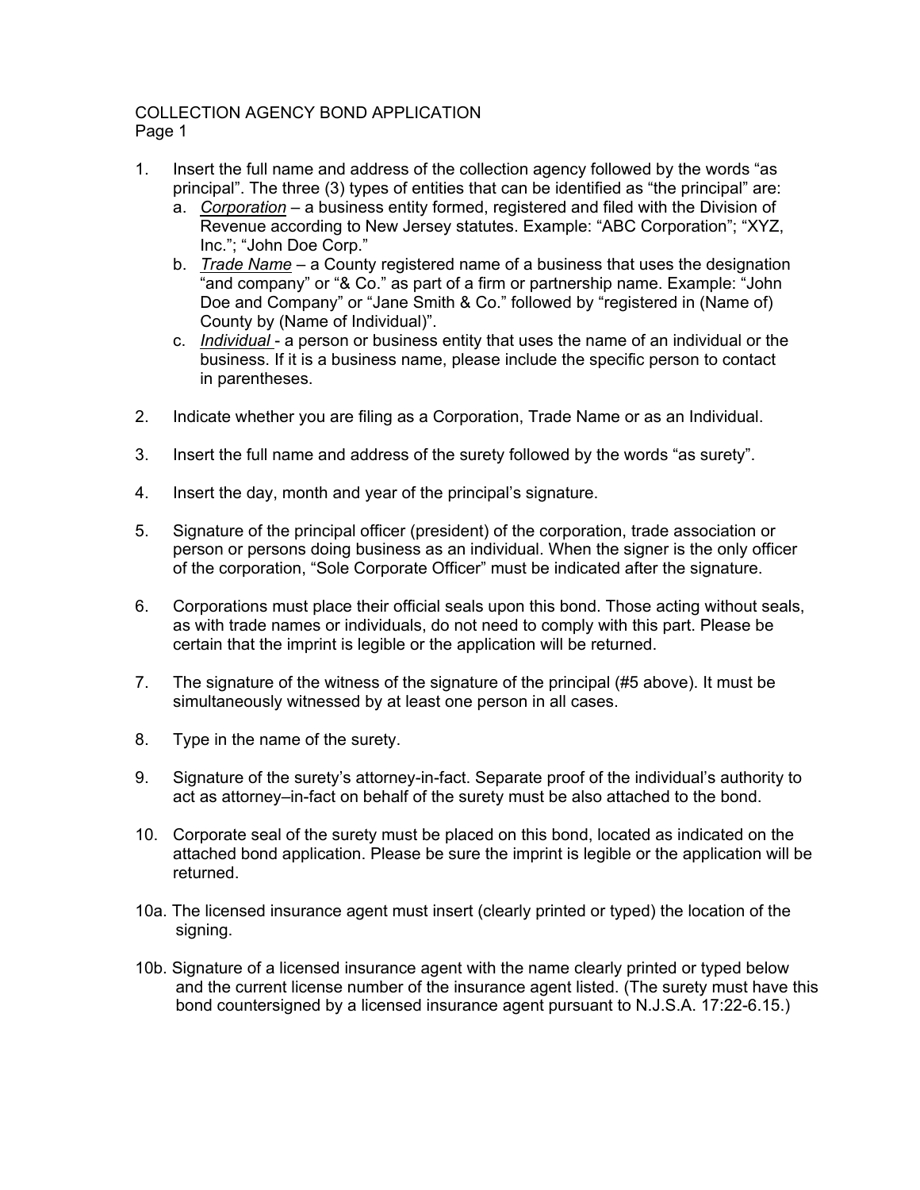COLLECTION AGENCY BOND APPLICATION
Page 1

1. Insert the full name and address of the collection agency followed by the words "as principal". The three (3) types of entities that can be identified as "the principal" are:
   a. *Corporation* – a business entity formed, registered and filed with the Division of Revenue according to New Jersey statutes. Example: "ABC Corporation"; "XYZ, Inc."; "John Doe Corp."
   b. *Trade Name* – a County registered name of a business that uses the designation "and company" or "& Co." as part of a firm or partnership name. Example: "John Doe and Company" or "Jane Smith & Co." followed by "registered in (Name of) County by (Name of Individual)".
   c. *Individual* - a person or business entity that uses the name of an individual or the business. If it is a business name, please include the specific person to contact in parentheses.

2. Indicate whether you are filing as a Corporation, Trade Name or as an Individual.

3. Insert the full name and address of the surety followed by the words "as surety".

4. Insert the day, month and year of the principal's signature.

5. Signature of the principal officer (president) of the corporation, trade association or person or persons doing business as an individual. When the signer is the only officer of the corporation, "Sole Corporate Officer" must be indicated after the signature.

6. Corporations must place their official seals upon this bond. Those acting without seals, as with trade names or individuals, do not need to comply with this part. Please be certain that the imprint is legible or the application will be returned.

7. The signature of the witness of the signature of the principal (#5 above). It must be simultaneously witnessed by at least one person in all cases.

8. Type in the name of the surety.

9. Signature of the surety's attorney-in-fact. Separate proof of the individual's authority to act as attorney–in-fact on behalf of the surety must be also attached to the bond.

10. Corporate seal of the surety must be placed on this bond, located as indicated on the attached bond application. Please be sure the imprint is legible or the application will be returned.

10a. The licensed insurance agent must insert (clearly printed or typed) the location of the signing.

10b. Signature of a licensed insurance agent with the name clearly printed or typed below and the current license number of the insurance agent listed. (The surety must have this bond countersigned by a licensed insurance agent pursuant to N.J.S.A. 17:22-6.15.)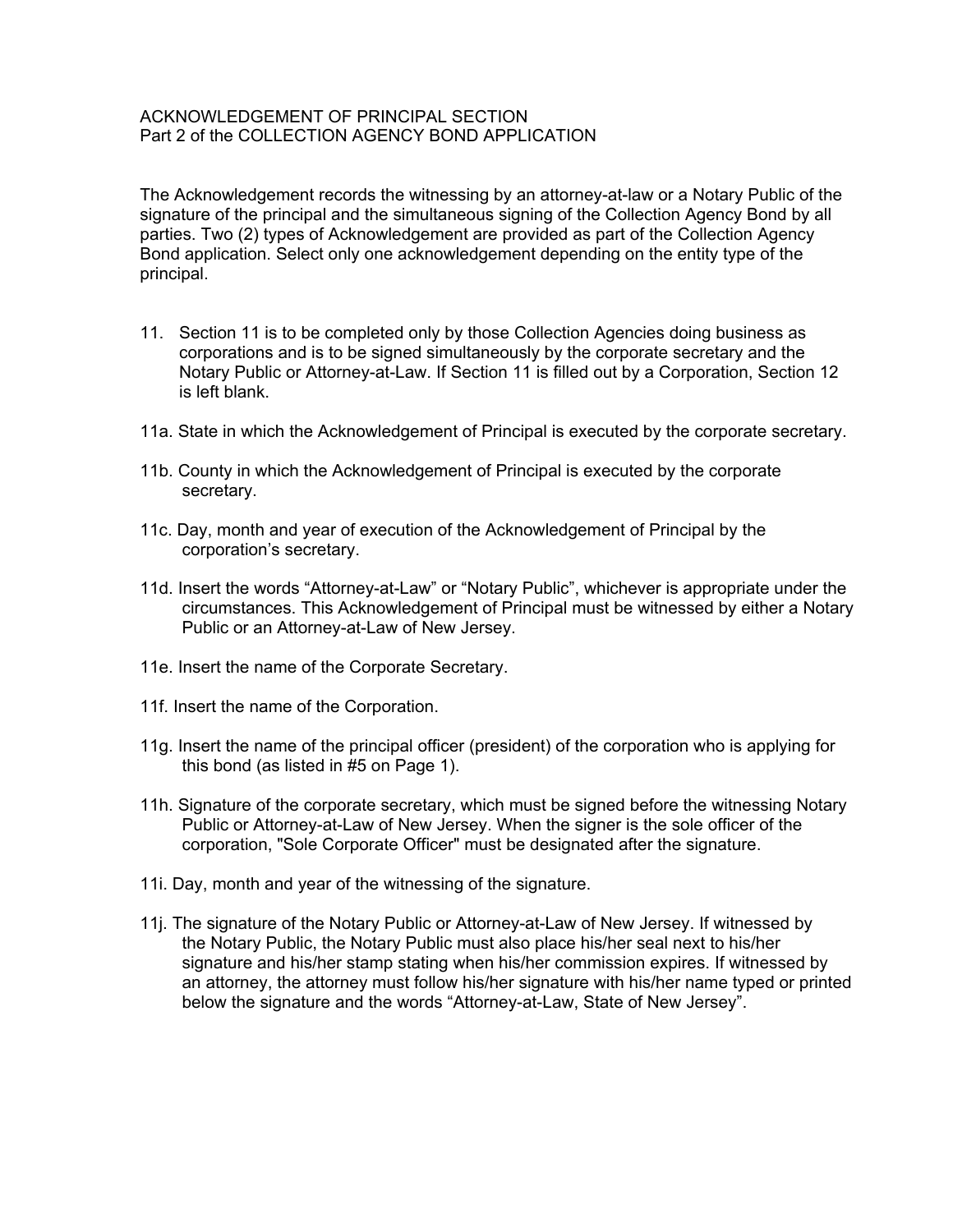ACKNOWLEDGEMENT OF PRINCIPAL SECTION
Part 2 of the COLLECTION AGENCY BOND APPLICATION

The Acknowledgement records the witnessing by an attorney-at-law or a Notary Public of the signature of the principal and the simultaneous signing of the Collection Agency Bond by all parties. Two (2) types of Acknowledgement are provided as part of the Collection Agency Bond application. Select only one acknowledgement depending on the entity type of the principal.

11. Section 11 is to be completed only by those Collection Agencies doing business as corporations and is to be signed simultaneously by the corporate secretary and the Notary Public or Attorney-at-Law. If Section 11 is filled out by a Corporation, Section 12 is left blank.

11a. State in which the Acknowledgement of Principal is executed by the corporate secretary.

11b. County in which the Acknowledgement of Principal is executed by the corporate secretary.

11c. Day, month and year of execution of the Acknowledgement of Principal by the corporation's secretary.

11d. Insert the words "Attorney-at-Law" or "Notary Public", whichever is appropriate under the circumstances. This Acknowledgement of Principal must be witnessed by either a Notary Public or an Attorney-at-Law of New Jersey.

11e. Insert the name of the Corporate Secretary.

11f. Insert the name of the Corporation.

11g. Insert the name of the principal officer (president) of the corporation who is applying for this bond (as listed in #5 on Page 1).

11h. Signature of the corporate secretary, which must be signed before the witnessing Notary Public or Attorney-at-Law of New Jersey. When the signer is the sole officer of the corporation, "Sole Corporate Officer" must be designated after the signature.

11i. Day, month and year of the witnessing of the signature.

11j. The signature of the Notary Public or Attorney-at-Law of New Jersey. If witnessed by the Notary Public, the Notary Public must also place his/her seal next to his/her signature and his/her stamp stating when his/her commission expires. If witnessed by an attorney, the attorney must follow his/her signature with his/her name typed or printed below the signature and the words "Attorney-at-Law, State of New Jersey".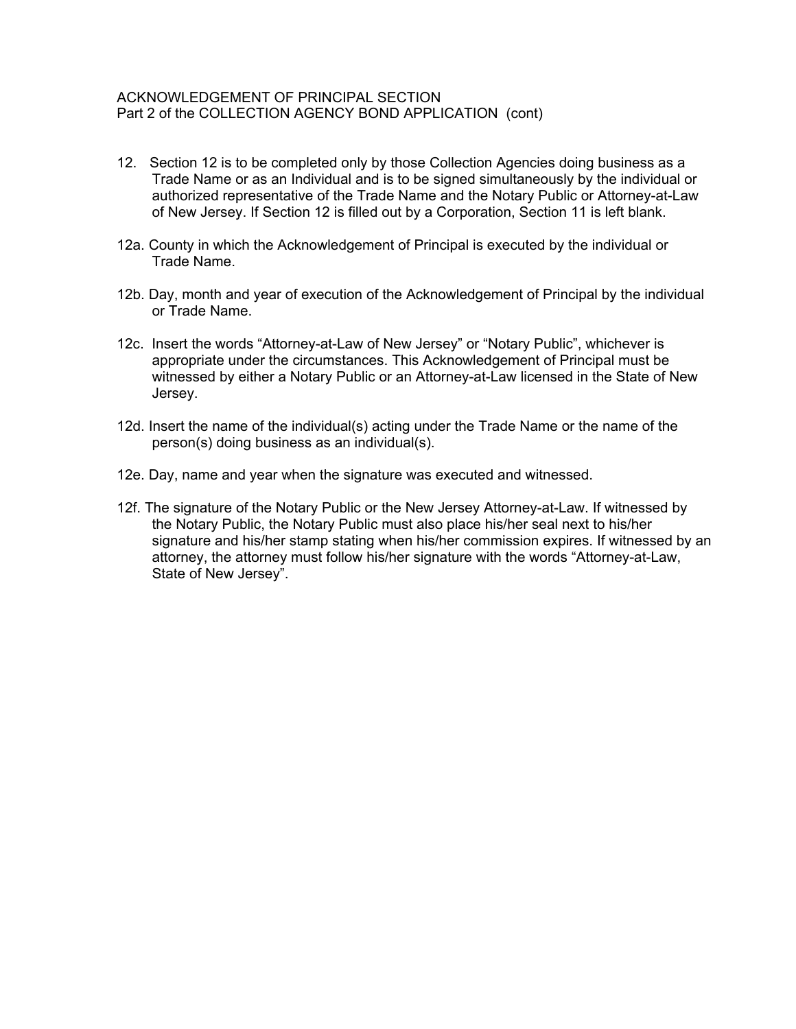ACKNOWLEDGEMENT OF PRINCIPAL SECTION
Part 2 of the COLLECTION AGENCY BOND APPLICATION (cont)

12. Section 12 is to be completed only by those Collection Agencies doing business as a Trade Name or as an Individual and is to be signed simultaneously by the individual or authorized representative of the Trade Name and the Notary Public or Attorney-at-Law of New Jersey. If Section 12 is filled out by a Corporation, Section 11 is left blank.

12a. County in which the Acknowledgement of Principal is executed by the individual or Trade Name.

12b. Day, month and year of execution of the Acknowledgement of Principal by the individual or Trade Name.

12c. Insert the words "Attorney-at-Law of New Jersey" or "Notary Public", whichever is appropriate under the circumstances. This Acknowledgement of Principal must be witnessed by either a Notary Public or an Attorney-at-Law licensed in the State of New Jersey.

12d. Insert the name of the individual(s) acting under the Trade Name or the name of the person(s) doing business as an individual(s).

12e. Day, name and year when the signature was executed and witnessed.

12f. The signature of the Notary Public or the New Jersey Attorney-at-Law. If witnessed by the Notary Public, the Notary Public must also place his/her seal next to his/her signature and his/her stamp stating when his/her commission expires. If witnessed by an attorney, the attorney must follow his/her signature with the words "Attorney-at-Law, State of New Jersey".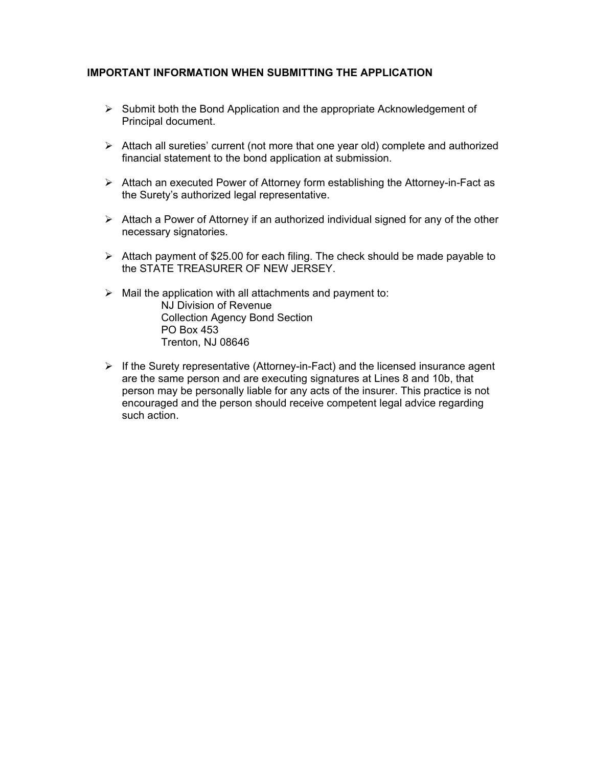**IMPORTANT INFORMATION WHEN SUBMITTING THE APPLICATION**

- Submit both the Bond Application and the appropriate Acknowledgement of Principal document.
- Attach all sureties' current (not more that one year old) complete and authorized financial statement to the bond application at submission.
- Attach an executed Power of Attorney form establishing the Attorney-in-Fact as the Surety's authorized legal representative.
- Attach a Power of Attorney if an authorized individual signed for any of the other necessary signatories.
- Attach payment of $25.00 for each filing. The check should be made payable to the STATE TREASURER OF NEW JERSEY.
- Mail the application with all attachments and payment to:
  NJ Division of Revenue
  Collection Agency Bond Section
  PO Box 453
  Trenton, NJ 08646
- If the Surety representative (Attorney-in-Fact) and the licensed insurance agent are the same person and are executing signatures at Lines 8 and 10b, that person may be personally liable for any acts of the insurer. This practice is not encouraged and the person should receive competent legal advice regarding such action.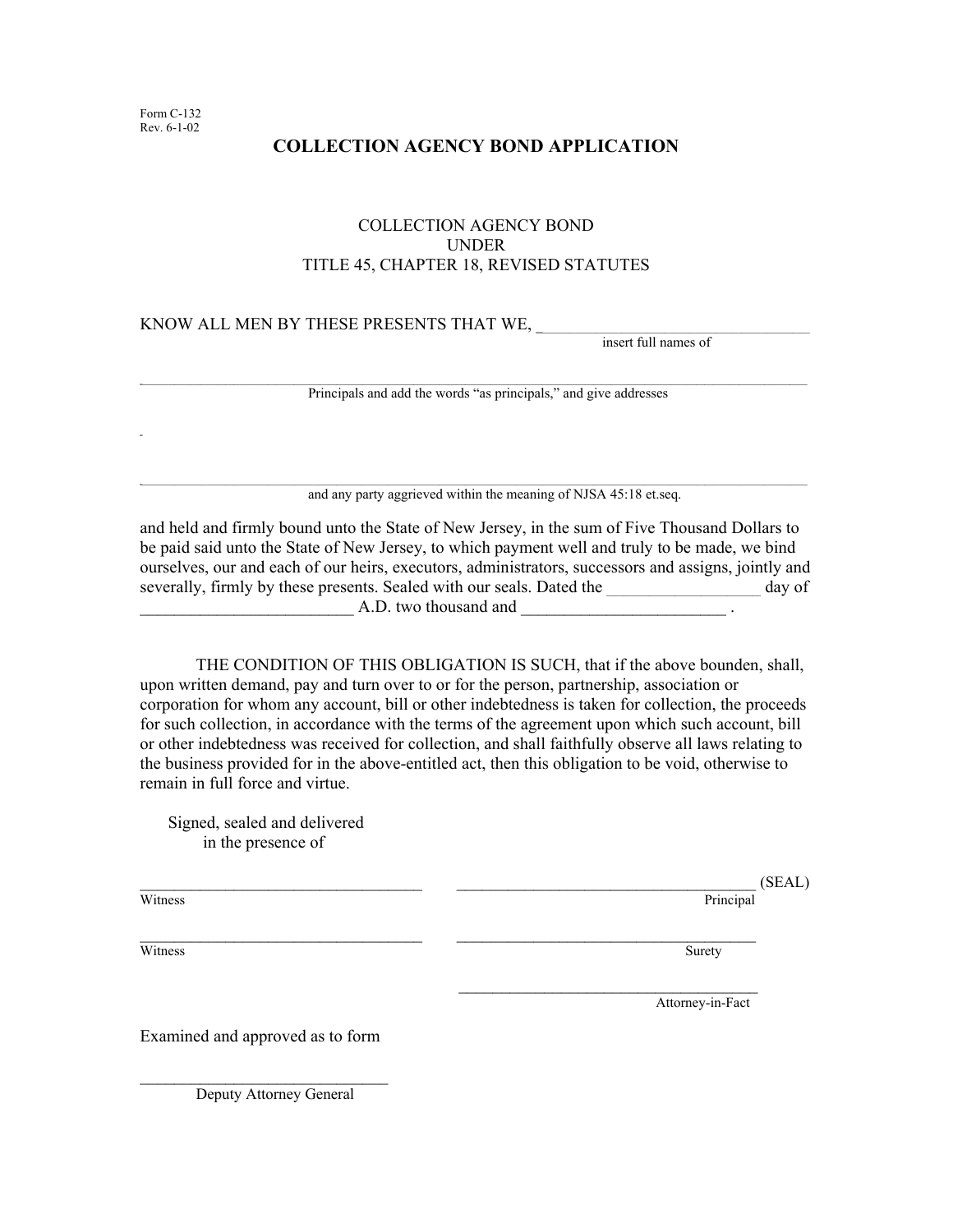Form C-132
Rev. 6-1-02

# COLLECTION AGENCY BOND APPLICATION

COLLECTION AGENCY BOND
UNDER
TITLE 45, CHAPTER 18, REVISED STATUTES

KNOW ALL MEN BY THESE PRESENTS THAT WE, ____________________________________
insert full names of

____________________________________________________________________________
Principals and add the words "as principals," and give addresses

____________________________________________________________________________
and any party aggrieved within the meaning of NJSA 45:18 et.seq.

and held and firmly bound unto the State of New Jersey, in the sum of Five Thousand Dollars to be paid said unto the State of New Jersey, to which payment well and truly to be made, we bind ourselves, our and each of our heirs, executors, administrators, successors and assigns, jointly and severally, firmly by these presents. Sealed with our seals. Dated the __________________ day of _________________________ A.D. two thousand and ________________________ .

THE CONDITION OF THIS OBLIGATION IS SUCH, that if the above bounden, shall, upon written demand, pay and turn over to or for the person, partnership, association or corporation for whom any account, bill or other indebtedness is taken for collection, the proceeds for such collection, in accordance with the terms of the agreement upon which such account, bill or other indebtedness was received for collection, and shall faithfully observe all laws relating to the business provided for in the above-entitled act, then this obligation to be void, otherwise to remain in full force and virtue.

Signed, sealed and delivered
in the presence of

___________________________________ ___________________________________ (SEAL)
Witness Principal

___________________________________ ___________________________________
Witness Surety

___________________________________
Attorney-in-Fact

Examined and approved as to form

_______________________________
Deputy Attorney General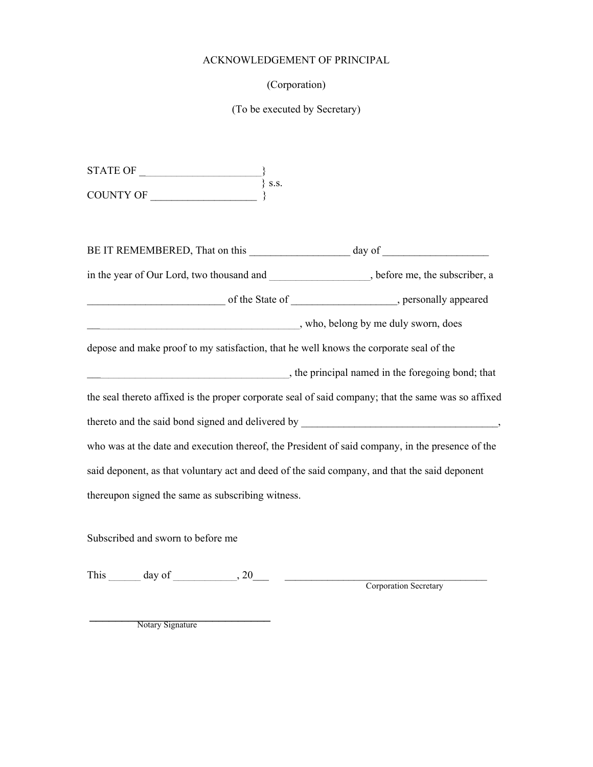ACKNOWLEDGEMENT OF PRINCIPAL

(Corporation)

(To be executed by Secretary)

STATE OF _______________________}
} s.s.
COUNTY OF ____________________ }

BE IT REMEMBERED, That on this ___________________ day of ____________________ in the year of Our Lord, two thousand and ___________________, before me, the subscriber, a __________________________ of the State of ___________________, personally appeared ________________________________________, who, belong by me duly sworn, does depose and make proof to my satisfaction, that he well knows the corporate seal of the ______________________________________, the principal named in the foregoing bond; that the seal thereto affixed is the proper corporate seal of said company; that the same was so affixed thereto and the said bond signed and delivered by ______________________________________, who was at the date and execution thereof, the President of said company, in the presence of the said deponent, as that voluntary act and deed of the said company, and that the said deponent thereupon signed the same as subscribing witness.

Subscribed and sworn to before me

This ______ day of ____________, 20___ ________________________________________
Corporation Secretary

___________________________________
Notary Signature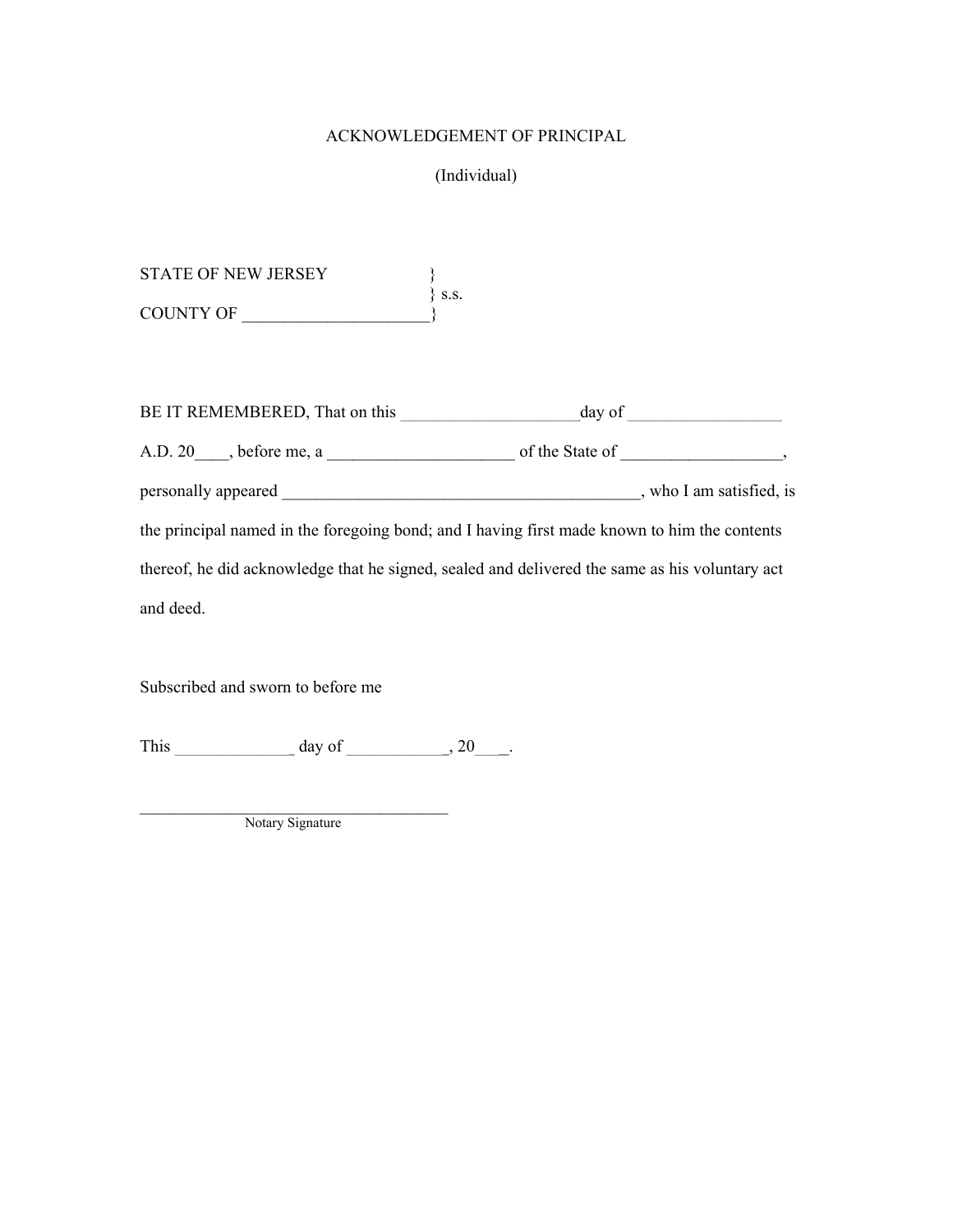ACKNOWLEDGEMENT OF PRINCIPAL

(Individual)

STATE OF NEW JERSEY }
} s.s.
COUNTY OF ______________________}

BE IT REMEMBERED, That on this _____________________day of __________________ A.D. 20____, before me, a ______________________ of the State of ___________________, personally appeared __________________________________________, who I am satisfied, is the principal named in the foregoing bond; and I having first made known to him the contents thereof, he did acknowledge that he signed, sealed and delivered the same as his voluntary act and deed.

Subscribed and sworn to before me

This ______________ day of ____________, 20____.

______________________________________
Notary Signature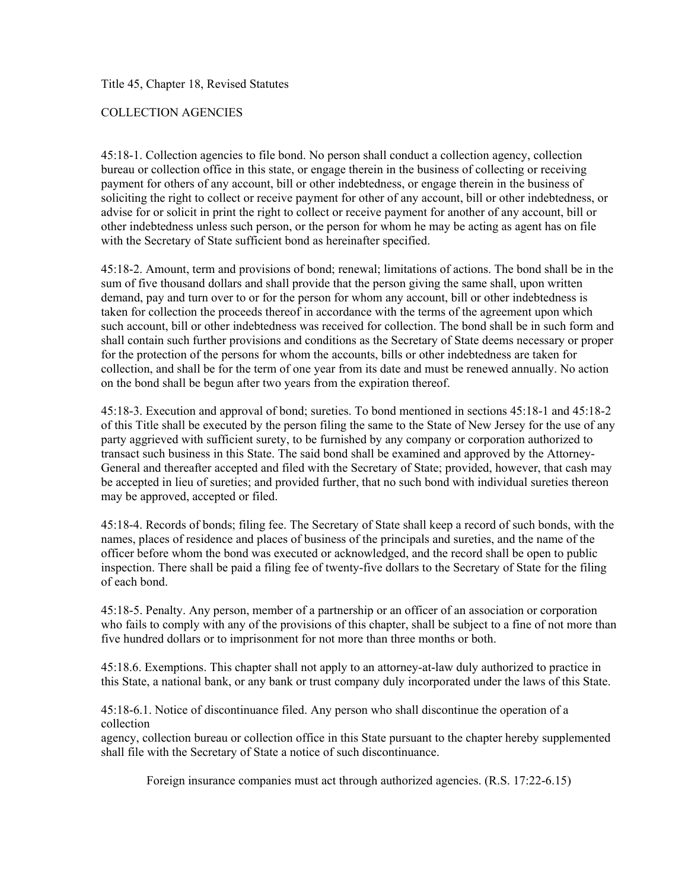Title 45, Chapter 18, Revised Statutes

COLLECTION AGENCIES

45:18-1. Collection agencies to file bond. No person shall conduct a collection agency, collection bureau or collection office in this state, or engage therein in the business of collecting or receiving payment for others of any account, bill or other indebtedness, or engage therein in the business of soliciting the right to collect or receive payment for other of any account, bill or other indebtedness, or advise for or solicit in print the right to collect or receive payment for another of any account, bill or other indebtedness unless such person, or the person for whom he may be acting as agent has on file with the Secretary of State sufficient bond as hereinafter specified.

45:18-2. Amount, term and provisions of bond; renewal; limitations of actions. The bond shall be in the sum of five thousand dollars and shall provide that the person giving the same shall, upon written demand, pay and turn over to or for the person for whom any account, bill or other indebtedness is taken for collection the proceeds thereof in accordance with the terms of the agreement upon which such account, bill or other indebtedness was received for collection. The bond shall be in such form and shall contain such further provisions and conditions as the Secretary of State deems necessary or proper for the protection of the persons for whom the accounts, bills or other indebtedness are taken for collection, and shall be for the term of one year from its date and must be renewed annually. No action on the bond shall be begun after two years from the expiration thereof.

45:18-3. Execution and approval of bond; sureties. To bond mentioned in sections 45:18-1 and 45:18-2 of this Title shall be executed by the person filing the same to the State of New Jersey for the use of any party aggrieved with sufficient surety, to be furnished by any company or corporation authorized to transact such business in this State. The said bond shall be examined and approved by the Attorney-General and thereafter accepted and filed with the Secretary of State; provided, however, that cash may be accepted in lieu of sureties; and provided further, that no such bond with individual sureties thereon may be approved, accepted or filed.

45:18-4. Records of bonds; filing fee. The Secretary of State shall keep a record of such bonds, with the names, places of residence and places of business of the principals and sureties, and the name of the officer before whom the bond was executed or acknowledged, and the record shall be open to public inspection. There shall be paid a filing fee of twenty-five dollars to the Secretary of State for the filing of each bond.

45:18-5. Penalty. Any person, member of a partnership or an officer of an association or corporation who fails to comply with any of the provisions of this chapter, shall be subject to a fine of not more than five hundred dollars or to imprisonment for not more than three months or both.

45:18.6. Exemptions. This chapter shall not apply to an attorney-at-law duly authorized to practice in this State, a national bank, or any bank or trust company duly incorporated under the laws of this State.

45:18-6.1. Notice of discontinuance filed. Any person who shall discontinue the operation of a collection
agency, collection bureau or collection office in this State pursuant to the chapter hereby supplemented shall file with the Secretary of State a notice of such discontinuance.

Foreign insurance companies must act through authorized agencies. (R.S. 17:22-6.15)